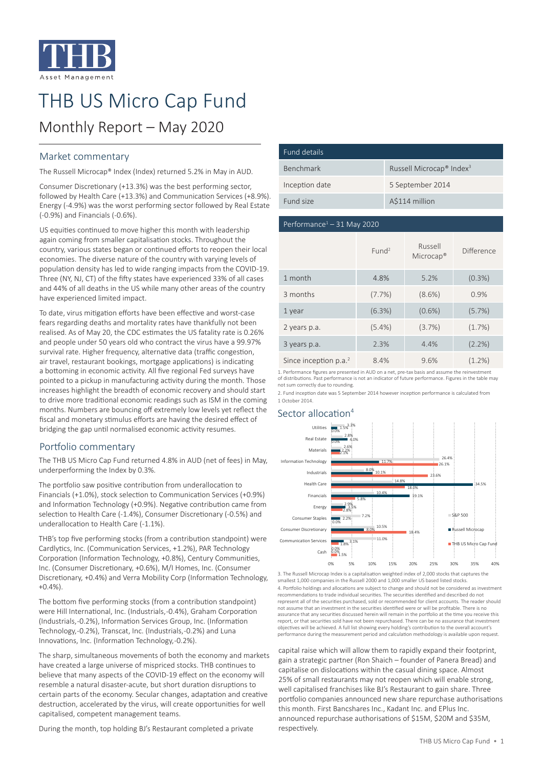THB Asset Management

# THB US Micro Cap Fund

## Monthly Report – May 2020

### Market commentary

The Russell Microcap® Index (Index) returned 5.2% in May in AUD.

Consumer Discretionary (+13.3%) was the best performing sector, followed by Health Care (+13.3%) and Communication Services (+8.9%). Energy (-4.9%) was the worst performing sector followed by Real Estate (-0.9%) and Financials (-0.6%).

US equities continued to move higher this month with leadership again coming from smaller capitalisation stocks. Throughout the country, various states began or continued efforts to reopen their local economies. The diverse nature of the country with varying levels of population density has led to wide ranging impacts from the COVID-19. Three (NY, NJ, CT) of the fifty states have experienced 33% of all cases and 44% of all deaths in the US while many other areas of the country have experienced limited impact.

To date, virus mitigation efforts have been effective and worst-case fears regarding deaths and mortality rates have thankfully not been realised. As of May 20, the CDC estimates the US fatality rate is 0.26% and people under 50 years old who contract the virus have a 99.97% survival rate. Higher frequency, alternative data (traffic congestion, air travel, restaurant bookings, mortgage applications) is indicating a bottoming in economic activity. All five regional Fed surveys have pointed to a pickup in manufacturing activity during the month. Those increases highlight the breadth of economic recovery and should start to drive more traditional economic readings such as ISM in the coming months. Numbers are bouncing off extremely low levels yet reflect the fiscal and monetary stimulus efforts are having the desired effect of bridging the gap until normalised economic activity resumes.

### Portfolio commentary

The THB US Micro Cap Fund returned 4.8% in AUD (net of fees) in May, underperforming the Index by 0.3%.

The portfolio saw positive contribution from underallocation to Financials (+1.0%), stock selection to Communication Services (+0.9%) and Information Technology (+0.9%). Negative contribution came from selection to Health Care (-1.4%), Consumer Discretionary (-0.5%) and underallocation to Health Care (-1.1%).

THB's top five performing stocks (from a contribution standpoint) were Cardlytics, Inc. (Communication Services, +1.2%), PAR Technology Corporation (Information Technology, +0.8%), Century Communities, Inc. (Consumer Discretionary, +0.6%), M/I Homes, Inc. (Consumer Discretionary, +0.4%) and Verra Mobility Corp (Information Technology, +0.4%).

The bottom five performing stocks (from a contribution standpoint) were Hill International, Inc. (Industrials,-0.4%), Graham Corporation (Industrials,-0.2%), Information Services Group, Inc. (Information Technology,-0.2%), Transcat, Inc. (Industrials,-0.2%) and Luna Innovations, Inc. (Information Technology,-0.2%).

The sharp, simultaneous movements of both the economy and markets have created a large universe of mispriced stocks. THB continues to believe that many aspects of the COVID-19 effect on the economy will resemble a natural disaster-acute, but short duration disruptions to certain parts of the economy. Secular changes, adaptation and creative destruction, accelerated by the virus, will create opportunities for well capitalised, competent management teams.

During the month, top holding BJ's Restaurant completed a private capital raise which will allow them to rapidly expand their footprint, gain a strategic partner (Ron Shaich – founder of Panera Bread) and capitalise on dislocations within the casual dining space. Almost 25% of small restaurants may not reopen which will enable strong, well capitalised franchises like BJ's Restaurant to gain share. Three portfolio companies announced new share repurchase authorisations this month. First Bancshares Inc., Kadant Inc. and EPlus Inc. announced repurchase authorisations of $15M, $20M and $35M, respectively.

| Fund details | |
|---|---|
| Benchmark | Russell Microcap® Index[3] |
| Inception date | 5 September 2014 |
| Fund size | A$114 million |

**Performance[1] – 31 May 2020**

| | Fund[2] | Russell Microcap® | Difference |
|---|---|---|---|
| 1 month | 4.8% | 5.2% | (0.3%) |
| 3 months | (7.7%) | (8.6%) | 0.9% |
| 1 year | (6.3%) | (0.6%) | (5.7%) |
| 2 years p.a. | (5.4%) | (3.7%) | (1.7%) |
| 3 years p.a. | 2.3% | 4.4% | (2.2%) |
| Since inception p.a.[2] | 8.4% | 9.6% | (1.2%) |

1. Performance figures are presented in AUD on a net, pre-tax basis and assume the reinvestment of distributions. Past performance is not an indicator of future performance. Figures in the table may not sum correctly due to rounding.

2. Fund inception date was 5 September 2014 however inception performance is calculated from 1 October 2014.

### Sector allocation[4]

| Sector | S&P 500 | Russell Microcap | THB US Micro Cap Fund |
|---|---|---|---|
| Utilities | 3.3% | 1.5% | 0.0% |
| Real Estate | 2.8% | 4.0% | 0.0% |
| Materials | 2.6% | 2.2% | 2.1% |
| Information Technology | 26.4% | 11.7% | 26.1% |
| Industrials | 8.0% | 10.1% | 23.6% |
| Health Care | 14.8% | 34.5% | 18.0% |
| Financials | 10.4% | 19.1% | 5.8% |
| Energy | 2.9% | 3.5% | 2.8% |
| Consumer Staples | 7.2% | 2.2% | 0.0% |
| Consumer Discretionary | 10.5% | 8.0% | 18.4% |
| Communication Services | 11.0% | 3.1% | 1.8% |
| Cash | 0.0% | 0.0% | 1.5% |

3. The Russell Microcap Index is a capitalisation weighted index of 2,000 stocks that captures the smallest 1,000 companies in the Russell 2000 and 1,000 smaller US based listed stocks.

4. Portfolio holdings and allocations are subject to change and should not be considered as investment recommendations to trade individual securities. The securities identified and described do not represent all of the securities purchased, sold or recommended for client accounts. The reader should not assume that an investment in the securities identified were or will be profitable. There is no assurance that any securities discussed herein will remain in the portfolio at the time you receive this report, or that securities sold have not been repurchased. There can be no assurance that investment objectives will be achieved. A full list showing every holding's contribution to the overall account's performance during the measurement period and calculation methodology is available upon request.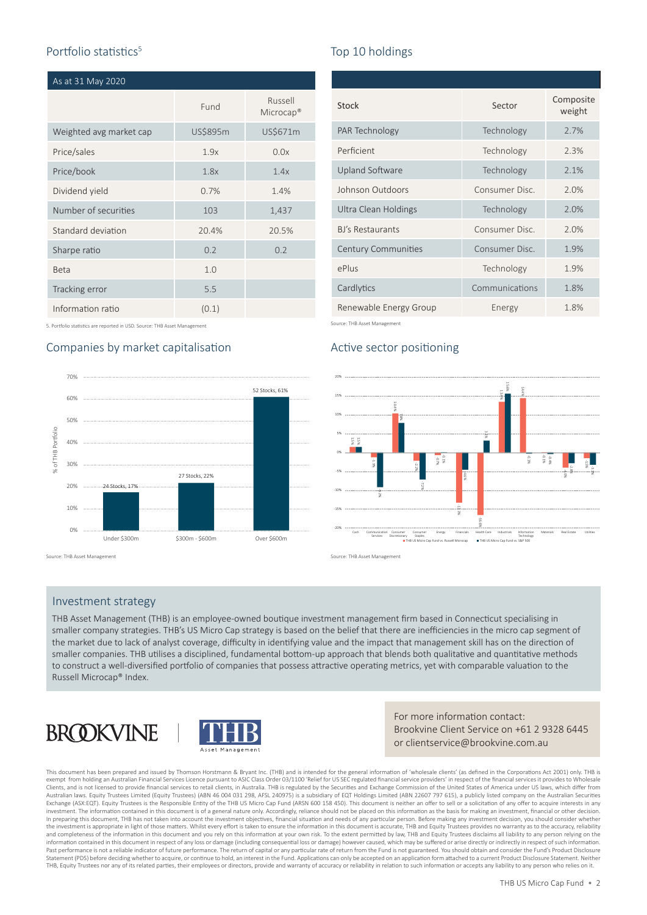## Portfolio statistics[5]

| As at 31 May 2020 | Fund | Russell Microcap® |
|---|---|---|
| Weighted avg market cap | US$895m | US$671m |
| Price/sales | 1.9x | 0.0x |
| Price/book | 1.8x | 1.4x |
| Dividend yield | 0.7% | 1.4% |
| Number of securities | 103 | 1,437 |
| Standard deviation | 20.4% | 20.5% |
| Sharpe ratio | 0.2 | 0.2 |
| Beta | 1.0 | |
| Tracking error | 5.5 | |
| Information ratio | (0.1) | |

5. Portfolio statistics are reported in USD. Source: THB Asset Management

## Top 10 holdings

| Stock | Sector | Composite weight |
|---|---|---|
| PAR Technology | Technology | 2.7% |
| Perficient | Technology | 2.3% |
| Upland Software | Technology | 2.1% |
| Johnson Outdoors | Consumer Disc. | 2.0% |
| Ultra Clean Holdings | Technology | 2.0% |
| BJ's Restaurants | Consumer Disc. | 2.0% |
| Century Communities | Consumer Disc. | 1.9% |
| ePlus | Technology | 1.9% |
| Cardlytics | Communications | 1.8% |
| Renewable Energy Group | Energy | 1.8% |

Source: THB Asset Management

## Companies by market capitalisation

% of THB Portfolio

70%
60%
50%
40%
30%
20%
10%
0%

24 Stocks, 17%
27 Stocks, 22%
52 Stocks, 61%

Under $300m
$300m - $600m
Over $600m

Source: THB Asset Management

## Active sector positioning

20%
15%
10%
5%
0%
-5%
-10%
-15%
-20%

Cash
Communication Services
Consumer Discretionary
Consumer Staples
Energy
Financials
Health Care
Industrials
Information Technology
Materials
Real Estate
Utilities

THB US Micro Cap Fund vs. Russell Microcap
THB US Micro Cap Fund vs. S&P 500

Source: THB Asset Management

## Investment strategy

THB Asset Management (THB) is an employee-owned boutique investment management firm based in Connecticut specialising in smaller company strategies. THB's US Micro Cap strategy is based on the belief that there are inefficiencies in the micro cap segment of the market due to lack of analyst coverage, difficulty in identifying value and the impact that management skill has on the direction of smaller companies. THB utilises a disciplined, fundamental bottom-up approach that blends both qualitative and quantitative methods to construct a well-diversified portfolio of companies that possess attractive operating metrics, yet with comparable valuation to the Russell Microcap® Index.

BROOKVINE | THB Asset Management

For more information contact:
Brookvine Client Service on +61 2 9328 6445
or clientservice@brookvine.com.au

This document has been prepared and issued by Thomson Horstmann & Bryant Inc. (THB) and is intended for the general information of 'wholesale clients' (as defined in the Corporations Act 2001) only. THB is exempt from holding an Australian Financial Services Licence pursuant to ASIC Class Order 03/1100 'Relief for US SEC regulated financial service providers' in respect of the financial services it provides to Wholesale Clients, and is not licensed to provide financial services to retail clients, in Australia. THB is regulated by the Securities and Exchange Commission of the United States of America under US laws, which differ from Australian laws. Equity Trustees Limited (Equity Trustees) (ABN 46 004 031 298, AFSL 240975) is a subsidiary of EQT Holdings Limited (ABN 22607 797 615), a publicly listed company on the Australian Securities Exchange (ASX:EQT). Equity Trustees is the Responsible Entity of the THB US Micro Cap Fund (ARSN 600 158 450). This document is neither an offer to sell or a solicitation of any offer to acquire interests in any investment. The information contained in this document is of a general nature only. Accordingly, reliance should not be placed on this information as the basis for making an investment, financial or other decision. In preparing this document, THB has not taken into account the investment objectives, financial situation and needs of any particular person. Before making any investment decision, you should consider whether the investment is appropriate in light of those matters. Whilst every effort is taken to ensure the information in this document is accurate, THB and Equity Trustees provides no warranty as to the accuracy, reliability and completeness of the information in this document and you rely on this information at your own risk. To the extent permitted by law, THB and Equity Trustees disclaims all liability to any person relying on the information contained in this document in respect of any loss or damage (including consequential loss or damage) however caused, which may be suffered or arise directly or indirectly in respect of such information. Past performance is not a reliable indicator of future performance. The return of capital or any particular rate of return from the Fund is not guaranteed. You should obtain and consider the Fund's Product Disclosure Statement (PDS) before deciding whether to acquire, or continue to hold, an interest in the Fund. Applications can only be accepted on an application form attached to a current Product Disclosure Statement. Neither THB, Equity Trustees nor any of its related parties, their employees or directors, provide and warranty of accuracy or reliability in relation to such information or accepts any liability to any person who relies on it.